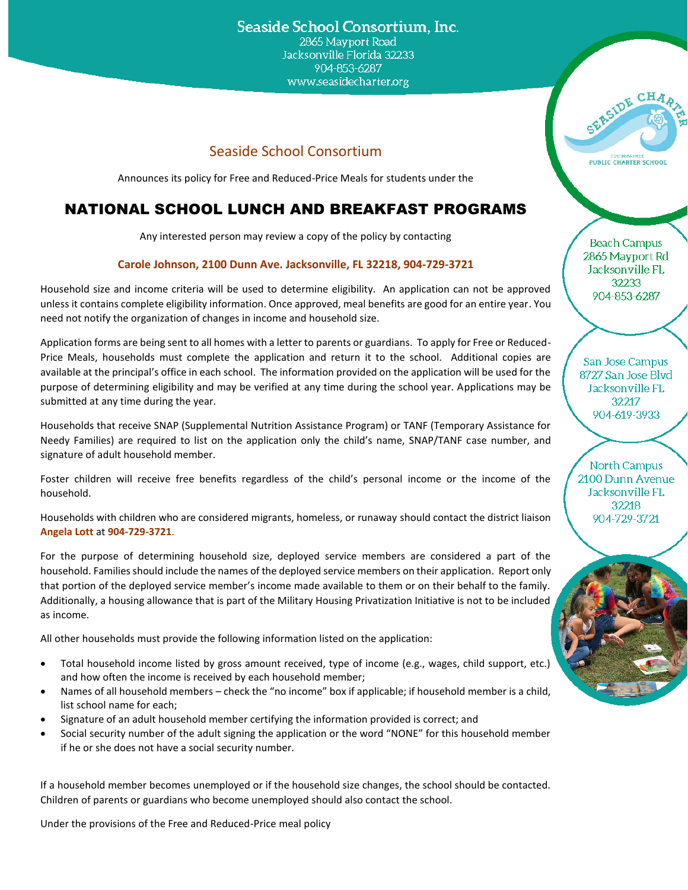Seaside School Consortium, Inc.
2865 Mayport Road
Jacksonville Florida 32233
904-853-6287
www.seasidecharter.org

Beach Campus
2865 Mayport Rd
Jacksonville FL
32233
904-853-6287

San Jose Campus
8727 San Jose Blvd
Jacksonville FL
32217
904-619-3933

North Campus
2100 Dunn Avenue
Jacksonville FL
32218
904-729-3721

## Seaside School Consortium

Announces its policy for Free and Reduced-Price Meals for students under the

# NATIONAL SCHOOL LUNCH AND BREAKFAST PROGRAMS

Any interested person may review a copy of the policy by contacting

**Carole Johnson, 2100 Dunn Ave. Jacksonville, FL 32218, 904-729-3721**

Household size and income criteria will be used to determine eligibility. An application can not be approved unless it contains complete eligibility information. Once approved, meal benefits are good for an entire year. You need not notify the organization of changes in income and household size.

Application forms are being sent to all homes with a letter to parents or guardians. To apply for Free or Reduced-Price Meals, households must complete the application and return it to the school. Additional copies are available at the principal's office in each school. The information provided on the application will be used for the purpose of determining eligibility and may be verified at any time during the school year. Applications may be submitted at any time during the year.

Households that receive SNAP (Supplemental Nutrition Assistance Program) or TANF (Temporary Assistance for Needy Families) are required to list on the application only the child's name, SNAP/TANF case number, and signature of adult household member.

Foster children will receive free benefits regardless of the child's personal income or the income of the household.

Households with children who are considered migrants, homeless, or runaway should contact the district liaison **Angela Lott** at **904-729-3721**.

For the purpose of determining household size, deployed service members are considered a part of the household. Families should include the names of the deployed service members on their application. Report only that portion of the deployed service member's income made available to them or on their behalf to the family. Additionally, a housing allowance that is part of the Military Housing Privatization Initiative is not to be included as income.

All other households must provide the following information listed on the application:

- Total household income listed by gross amount received, type of income (e.g., wages, child support, etc.) and how often the income is received by each household member;
- Names of all household members – check the "no income" box if applicable; if household member is a child, list school name for each;
- Signature of an adult household member certifying the information provided is correct; and
- Social security number of the adult signing the application or the word "NONE" for this household member if he or she does not have a social security number.

If a household member becomes unemployed or if the household size changes, the school should be contacted. Children of parents or guardians who become unemployed should also contact the school.

Under the provisions of the Free and Reduced-Price meal policy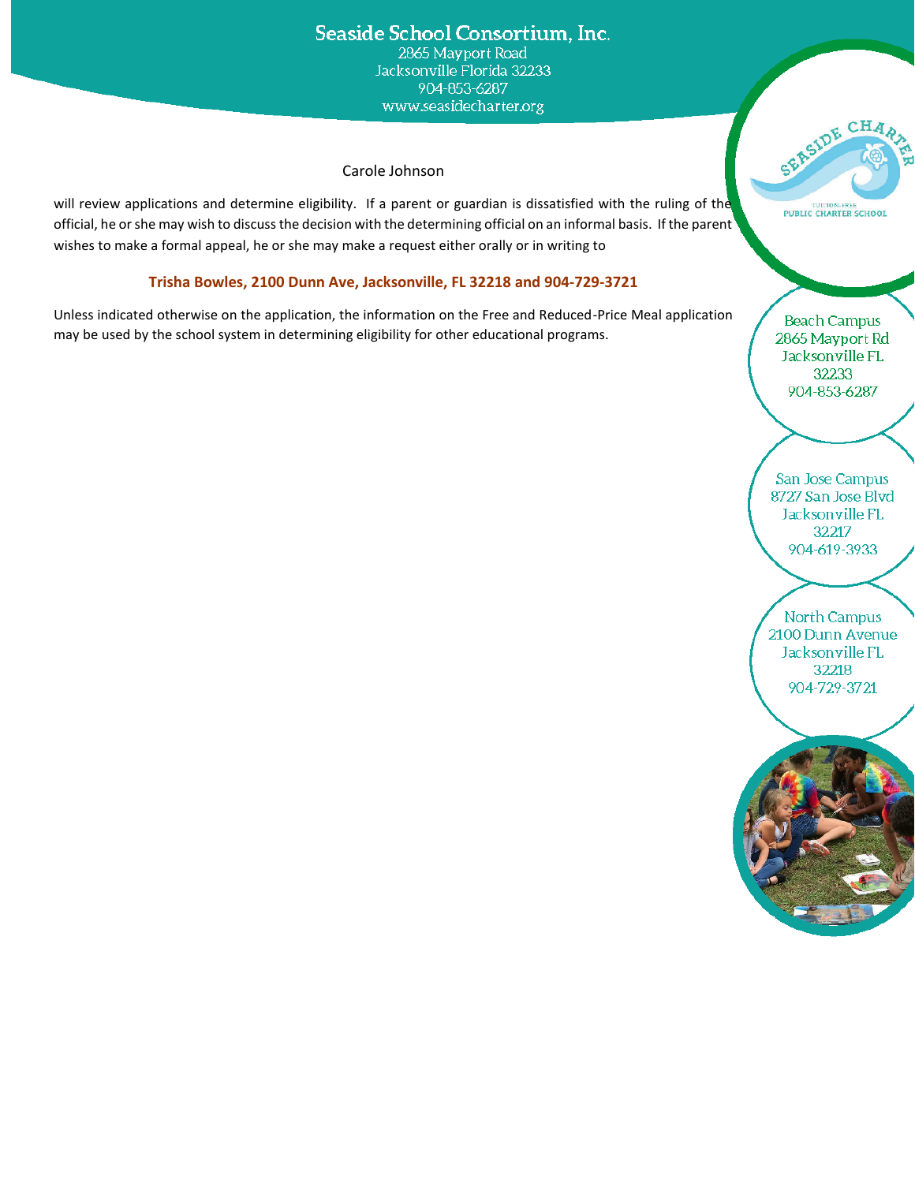Carole Johnson

will review applications and determine eligibility. If a parent or guardian is dissatisfied with the ruling of the official, he or she may wish to discuss the decision with the determining official on an informal basis. If the parent wishes to make a formal appeal, he or she may make a request either orally or in writing to

**Trisha Bowles, 2100 Dunn Ave, Jacksonville, FL 32218 and 904-729-3721**

Unless indicated otherwise on the application, the information on the Free and Reduced-Price Meal application may be used by the school system in determining eligibility for other educational programs.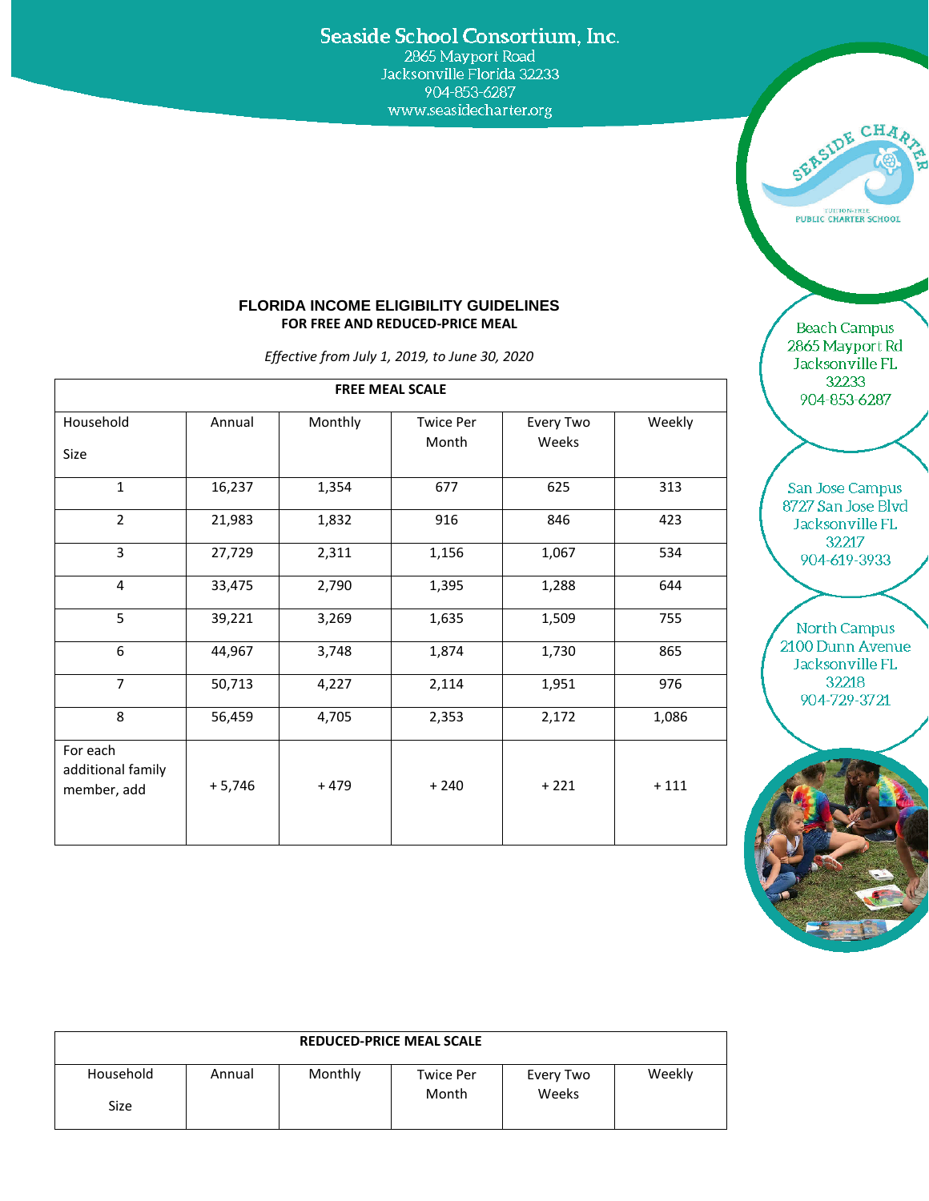Seaside School Consortium, Inc.
2865 Mayport Road
Jacksonville Florida 32233
904-853-6287
www.seasidecharter.org

SEASIDE CHARTER
TUITION-FREE
PUBLIC CHARTER SCHOOL

Beach Campus
2865 Mayport Rd
Jacksonville FL
32233
904-853-6287

San Jose Campus
8727 San Jose Blvd
Jacksonville FL
32217
904-619-3933

North Campus
2100 Dunn Avenue
Jacksonville FL
32218
904-729-3721

## FLORIDA INCOME ELIGIBILITY GUIDELINES
### FOR FREE AND REDUCED-PRICE MEAL

*Effective from July 1, 2019, to June 30, 2020*

| FREE MEAL SCALE | | | | | |
|---|---|---|---|---|---|
| Household Size | Annual | Monthly | Twice Per Month | Every Two Weeks | Weekly |
| 1 | 16,237 | 1,354 | 677 | 625 | 313 |
| 2 | 21,983 | 1,832 | 916 | 846 | 423 |
| 3 | 27,729 | 2,311 | 1,156 | 1,067 | 534 |
| 4 | 33,475 | 2,790 | 1,395 | 1,288 | 644 |
| 5 | 39,221 | 3,269 | 1,635 | 1,509 | 755 |
| 6 | 44,967 | 3,748 | 1,874 | 1,730 | 865 |
| 7 | 50,713 | 4,227 | 2,114 | 1,951 | 976 |
| 8 | 56,459 | 4,705 | 2,353 | 2,172 | 1,086 |
| For each additional family member, add | + 5,746 | + 479 | + 240 | + 221 | + 111 |

| REDUCED-PRICE MEAL SCALE | | | | | |
|---|---|---|---|---|---|
| Household Size | Annual | Monthly | Twice Per Month | Every Two Weeks | Weekly |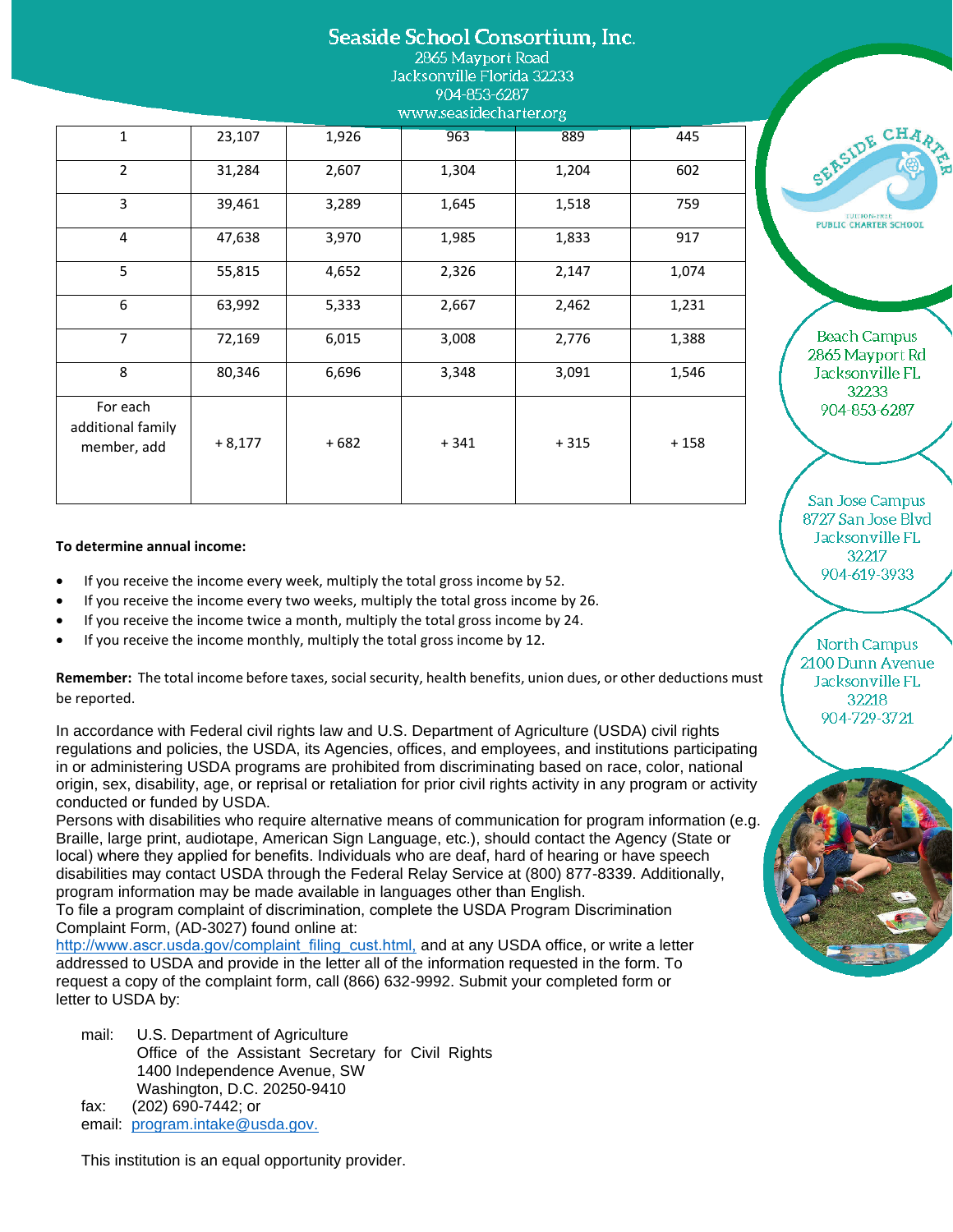# Seaside School Consortium, Inc.

2865 Mayport Road
Jacksonville Florida 32233
904-853-6287
www.seasidecharter.org

| | | | | | |
|---|---|---|---|---|---|
| 1 | 23,107 | 1,926 | 963 | 889 | 445 |
| 2 | 31,284 | 2,607 | 1,304 | 1,204 | 602 |
| 3 | 39,461 | 3,289 | 1,645 | 1,518 | 759 |
| 4 | 47,638 | 3,970 | 1,985 | 1,833 | 917 |
| 5 | 55,815 | 4,652 | 2,326 | 2,147 | 1,074 |
| 6 | 63,992 | 5,333 | 2,667 | 2,462 | 1,231 |
| 7 | 72,169 | 6,015 | 3,008 | 2,776 | 1,388 |
| 8 | 80,346 | 6,696 | 3,348 | 3,091 | 1,546 |
| For each additional family member, add | + 8,177 | + 682 | + 341 | + 315 | + 158 |

**To determine annual income:**

- If you receive the income every week, multiply the total gross income by 52.
- If you receive the income every two weeks, multiply the total gross income by 26.
- If you receive the income twice a month, multiply the total gross income by 24.
- If you receive the income monthly, multiply the total gross income by 12.

**Remember:** The total income before taxes, social security, health benefits, union dues, or other deductions must be reported.

In accordance with Federal civil rights law and U.S. Department of Agriculture (USDA) civil rights regulations and policies, the USDA, its Agencies, offices, and employees, and institutions participating in or administering USDA programs are prohibited from discriminating based on race, color, national origin, sex, disability, age, or reprisal or retaliation for prior civil rights activity in any program or activity conducted or funded by USDA.
Persons with disabilities who require alternative means of communication for program information (e.g. Braille, large print, audiotape, American Sign Language, etc.), should contact the Agency (State or local) where they applied for benefits. Individuals who are deaf, hard of hearing or have speech disabilities may contact USDA through the Federal Relay Service at (800) 877-8339. Additionally, program information may be made available in languages other than English.
To file a program complaint of discrimination, complete the USDA Program Discrimination Complaint Form, (AD-3027) found online at: http://www.ascr.usda.gov/complaint_filing_cust.html, and at any USDA office, or write a letter addressed to USDA and provide in the letter all of the information requested in the form. To request a copy of the complaint form, call (866) 632-9992. Submit your completed form or letter to USDA by:

mail: U.S. Department of Agriculture
Office of the Assistant Secretary for Civil Rights
1400 Independence Avenue, SW
Washington, D.C. 20250-9410
fax: (202) 690-7442; or
email: program.intake@usda.gov.

This institution is an equal opportunity provider.

SEASIDE CHARTER
TUITION-FREE PUBLIC CHARTER SCHOOL

Beach Campus
2865 Mayport Rd
Jacksonville FL
32233
904-853-6287

San Jose Campus
8727 San Jose Blvd
Jacksonville FL
32217
904-619-3933

North Campus
2100 Dunn Avenue
Jacksonville FL
32218
904-729-3721